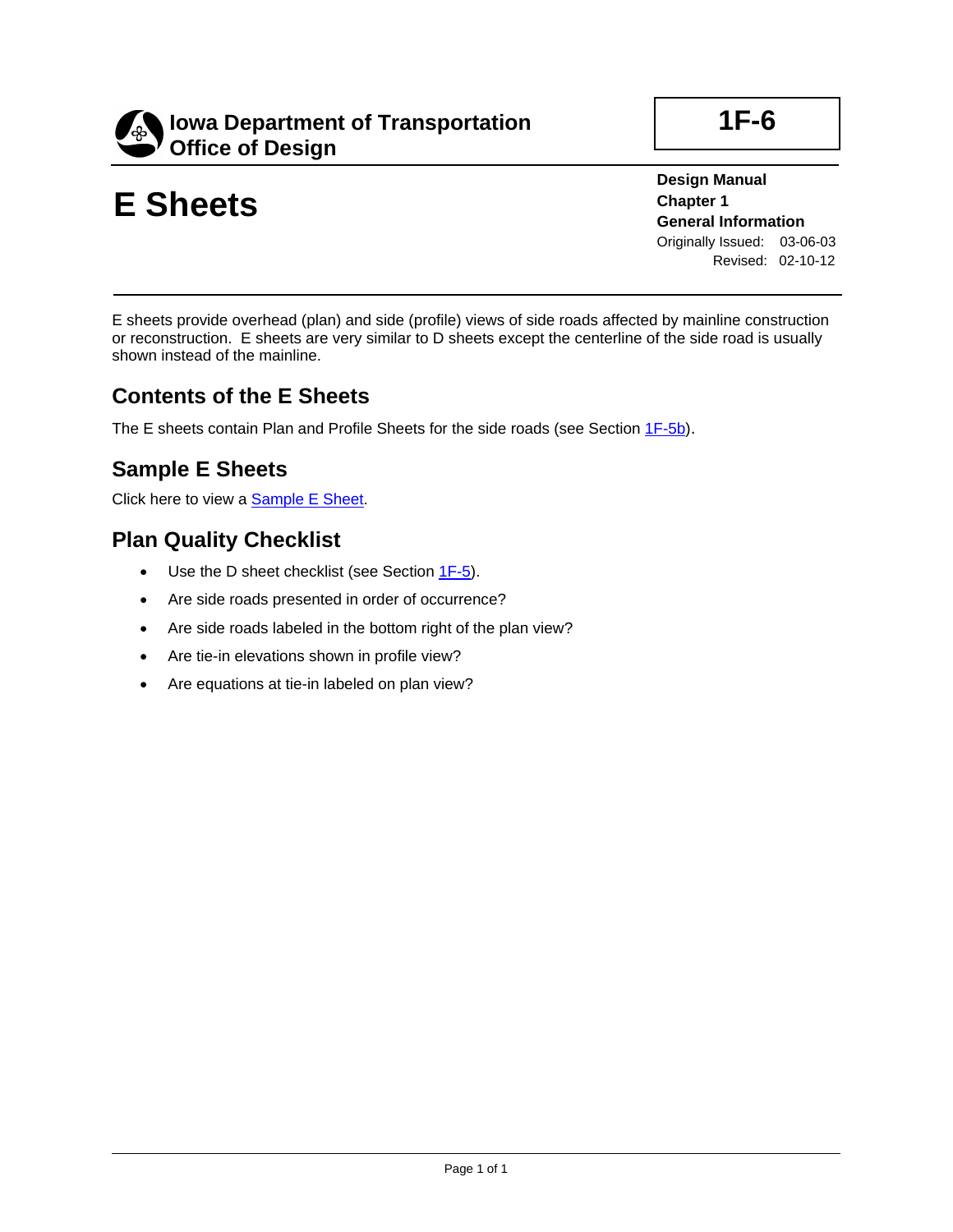**Iowa Department of Transportation**
**Office of Design**

**1F-6**

# E Sheets

**Design Manual**
**Chapter 1**
**General Information**
Originally Issued: 03-06-03
Revised: 02-10-12

E sheets provide overhead (plan) and side (profile) views of side roads affected by mainline construction or reconstruction. E sheets are very similar to D sheets except the centerline of the side road is usually shown instead of the mainline.

## Contents of the E Sheets

The E sheets contain Plan and Profile Sheets for the side roads (see Section 1F-5b).

## Sample E Sheets

Click here to view a Sample E Sheet.

## Plan Quality Checklist

- Use the D sheet checklist (see Section 1F-5).
- Are side roads presented in order of occurrence?
- Are side roads labeled in the bottom right of the plan view?
- Are tie-in elevations shown in profile view?
- Are equations at tie-in labeled on plan view?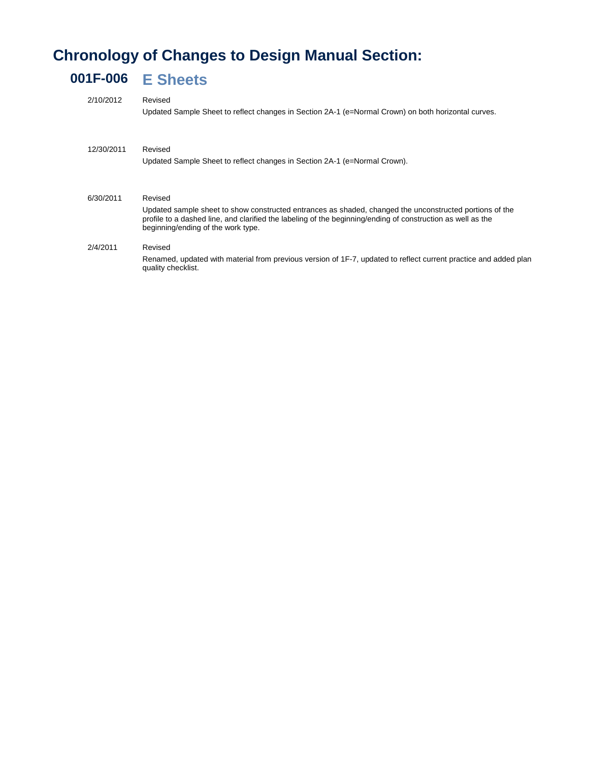# Chronology of Changes to Design Manual Section:

## 001F-006 E Sheets

2/10/2012 Revised

Updated Sample Sheet to reflect changes in Section 2A-1 (e=Normal Crown) on both horizontal curves.

12/30/2011 Revised

Updated Sample Sheet to reflect changes in Section 2A-1 (e=Normal Crown).

6/30/2011 Revised

Updated sample sheet to show constructed entrances as shaded, changed the unconstructed portions of the profile to a dashed line, and clarified the labeling of the beginning/ending of construction as well as the beginning/ending of the work type.

2/4/2011 Revised

Renamed, updated with material from previous version of 1F-7, updated to reflect current practice and added plan quality checklist.